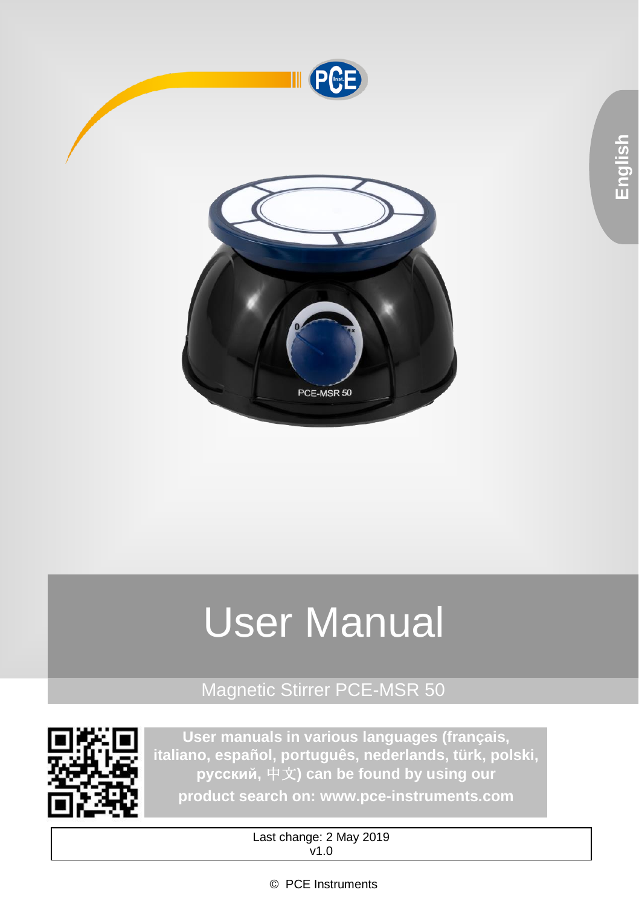English

# User Manual

## Magnetic Stirrer PCE-MSR 50

**User manuals in various languages (français, italiano, español, português, nederlands, türk, polski, русский, 中文) can be found by using our product search on: www.pce-instruments.com**

Last change: 2 May 2019
v1.0

© PCE Instruments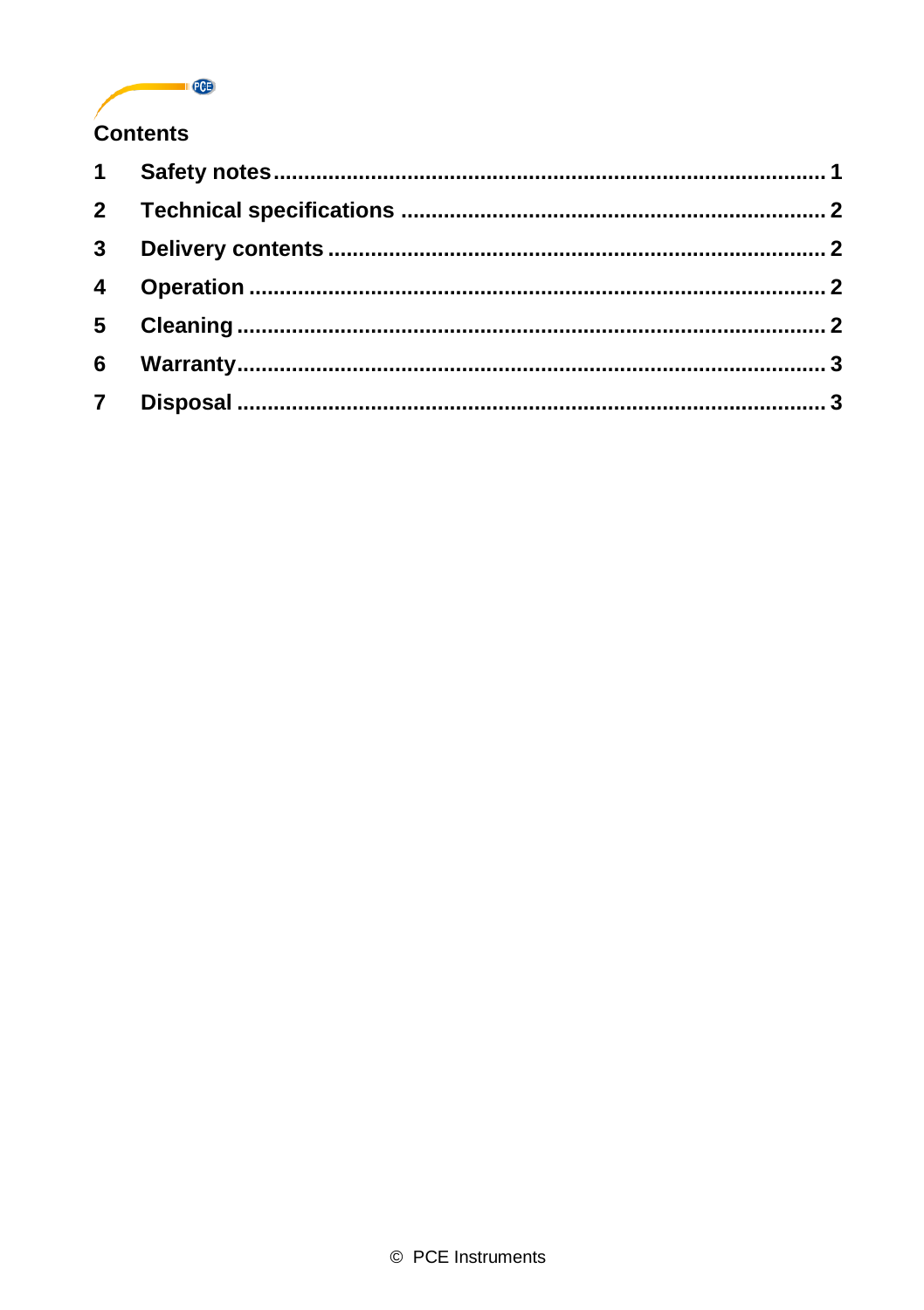## Contents

1 Safety notes ........................................................................................ 1
2 Technical specifications .................................................................... 2
3 Delivery contents ................................................................................ 2
4 Operation ............................................................................................ 2
5 Cleaning ............................................................................................. 2
6 Warranty.............................................................................................. 3
7 Disposal .............................................................................................. 3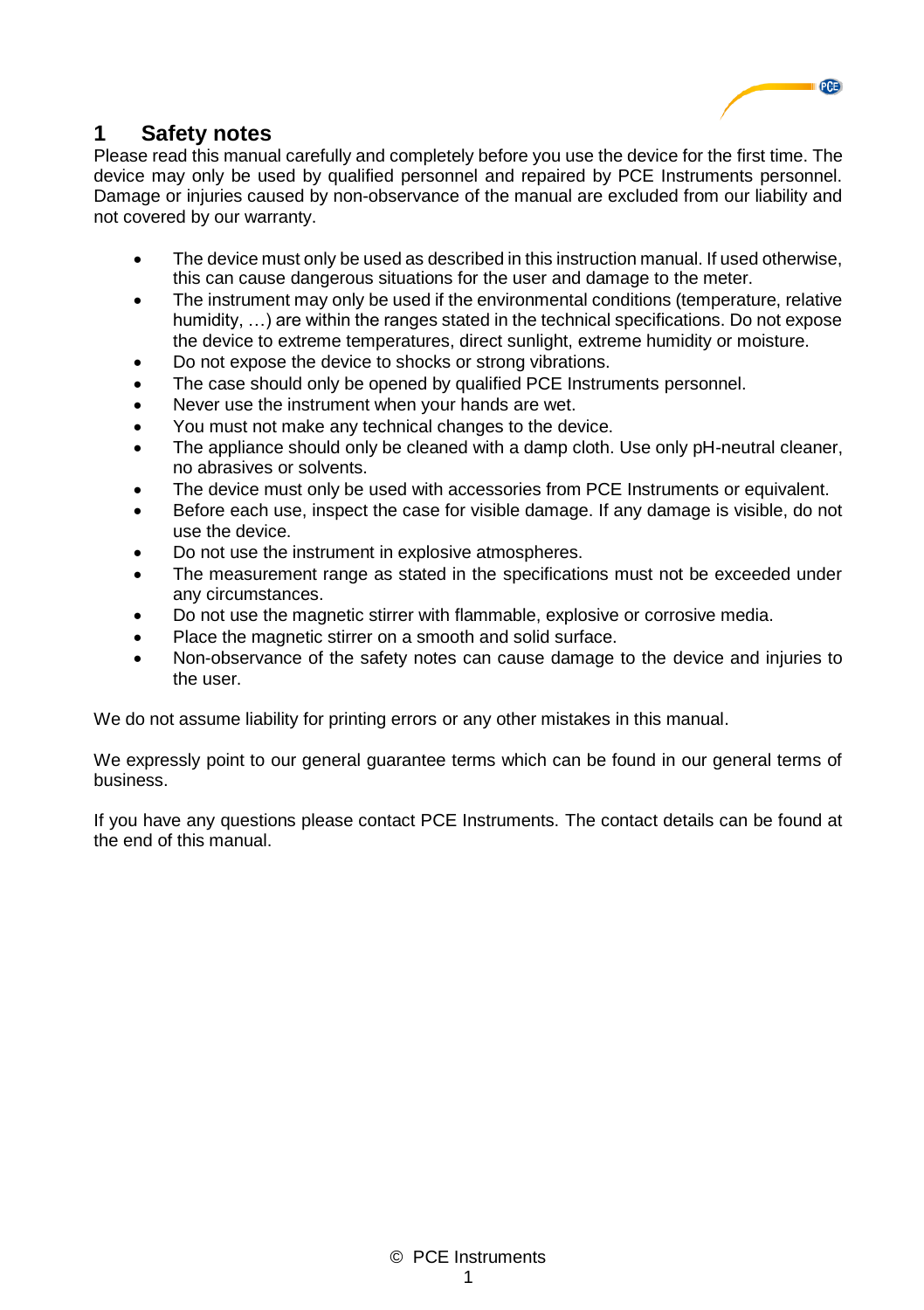# 1 Safety notes

Please read this manual carefully and completely before you use the device for the first time. The device may only be used by qualified personnel and repaired by PCE Instruments personnel. Damage or injuries caused by non-observance of the manual are excluded from our liability and not covered by our warranty.

- The device must only be used as described in this instruction manual. If used otherwise, this can cause dangerous situations for the user and damage to the meter.
- The instrument may only be used if the environmental conditions (temperature, relative humidity, …) are within the ranges stated in the technical specifications. Do not expose the device to extreme temperatures, direct sunlight, extreme humidity or moisture.
- Do not expose the device to shocks or strong vibrations.
- The case should only be opened by qualified PCE Instruments personnel.
- Never use the instrument when your hands are wet.
- You must not make any technical changes to the device.
- The appliance should only be cleaned with a damp cloth. Use only pH-neutral cleaner, no abrasives or solvents.
- The device must only be used with accessories from PCE Instruments or equivalent.
- Before each use, inspect the case for visible damage. If any damage is visible, do not use the device.
- Do not use the instrument in explosive atmospheres.
- The measurement range as stated in the specifications must not be exceeded under any circumstances.
- Do not use the magnetic stirrer with flammable, explosive or corrosive media.
- Place the magnetic stirrer on a smooth and solid surface.
- Non-observance of the safety notes can cause damage to the device and injuries to the user.

We do not assume liability for printing errors or any other mistakes in this manual.

We expressly point to our general guarantee terms which can be found in our general terms of business.

If you have any questions please contact PCE Instruments. The contact details can be found at the end of this manual.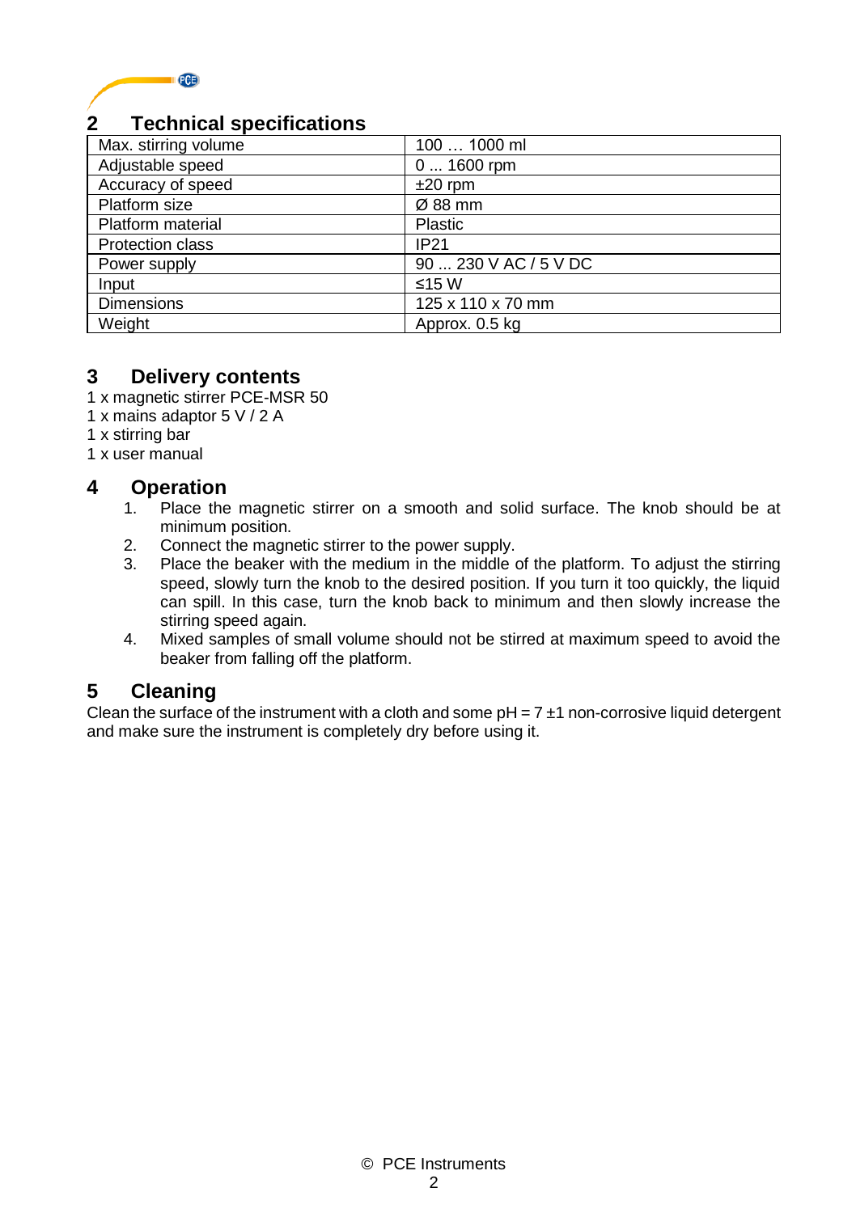## 2 Technical specifications

| | |
|---|---|
| Max. stirring volume | 100 … 1000 ml |
| Adjustable speed | 0 ... 1600 rpm |
| Accuracy of speed | ±20 rpm |
| Platform size | Ø 88 mm |
| Platform material | Plastic |
| Protection class | IP21 |
| Power supply | 90 ... 230 V AC / 5 V DC |
| Input | ≤15 W |
| Dimensions | 125 x 110 x 70 mm |
| Weight | Approx. 0.5 kg |

## 3 Delivery contents

1 x magnetic stirrer PCE-MSR 50
1 x mains adaptor 5 V / 2 A
1 x stirring bar
1 x user manual

## 4 Operation

1. Place the magnetic stirrer on a smooth and solid surface. The knob should be at minimum position.
2. Connect the magnetic stirrer to the power supply.
3. Place the beaker with the medium in the middle of the platform. To adjust the stirring speed, slowly turn the knob to the desired position. If you turn it too quickly, the liquid can spill. In this case, turn the knob back to minimum and then slowly increase the stirring speed again.
4. Mixed samples of small volume should not be stirred at maximum speed to avoid the beaker from falling off the platform.

## 5 Cleaning

Clean the surface of the instrument with a cloth and some pH = 7 ±1 non-corrosive liquid detergent and make sure the instrument is completely dry before using it.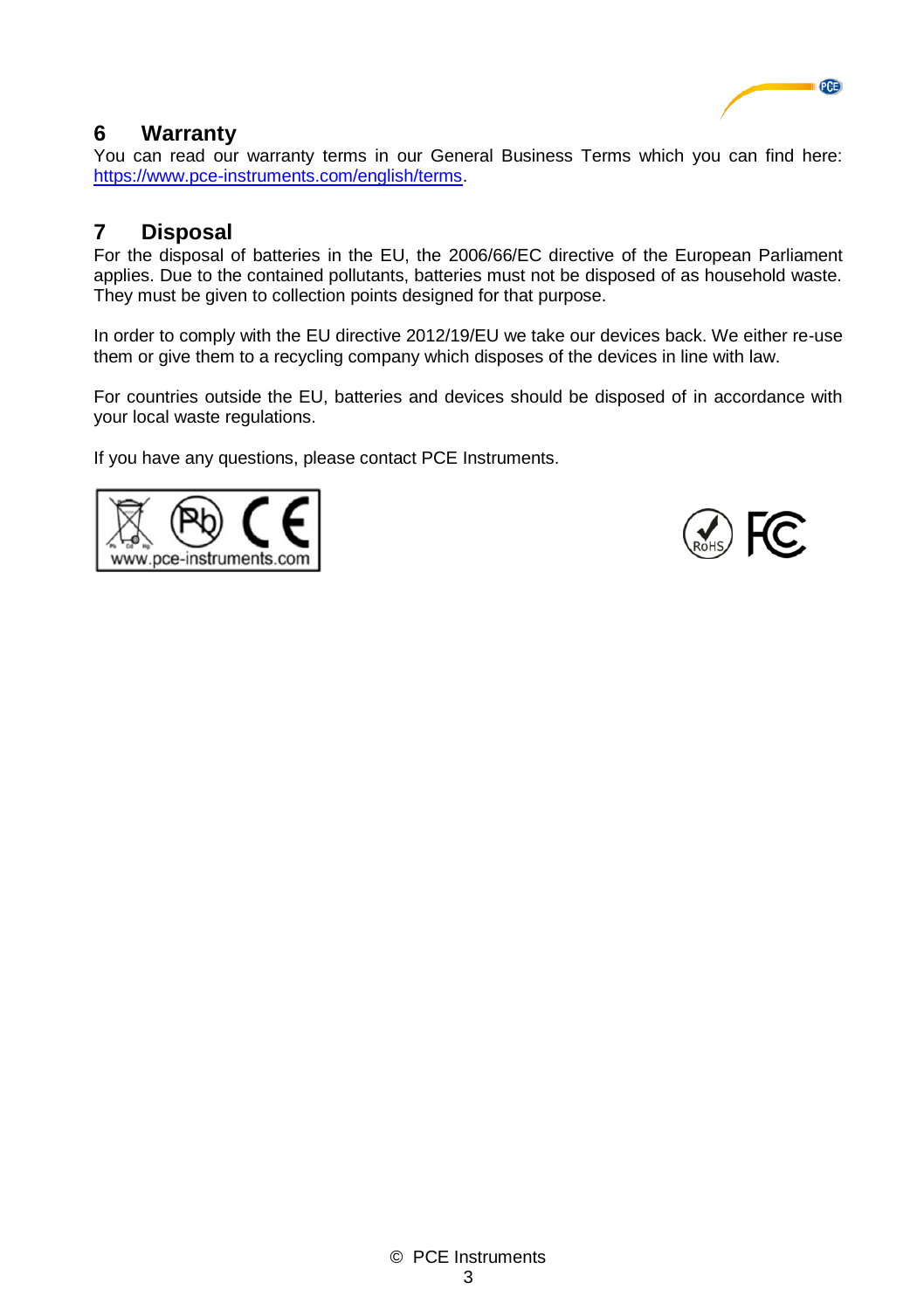## 6 Warranty

You can read our warranty terms in our General Business Terms which you can find here: https://www.pce-instruments.com/english/terms.

## 7 Disposal

For the disposal of batteries in the EU, the 2006/66/EC directive of the European Parliament applies. Due to the contained pollutants, batteries must not be disposed of as household waste. They must be given to collection points designed for that purpose.

In order to comply with the EU directive 2012/19/EU we take our devices back. We either re-use them or give them to a recycling company which disposes of the devices in line with law.

For countries outside the EU, batteries and devices should be disposed of in accordance with your local waste regulations.

If you have any questions, please contact PCE Instruments.

www.pce-instruments.com

RoHS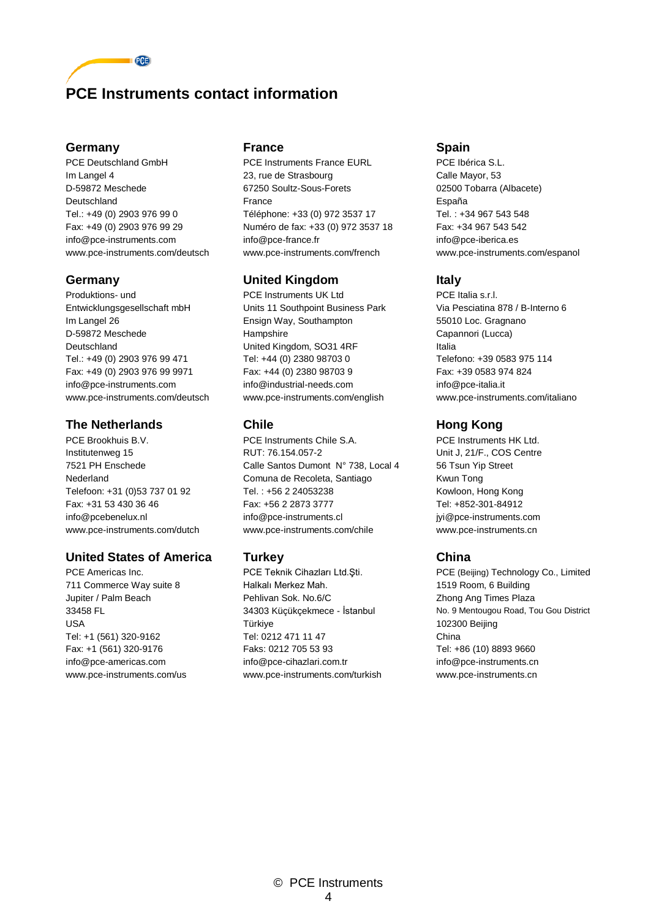# PCE Instruments contact information

## Germany

PCE Deutschland GmbH
Im Langel 4
D-59872 Meschede
Deutschland
Tel.: +49 (0) 2903 976 99 0
Fax: +49 (0) 2903 976 99 29
info@pce-instruments.com
www.pce-instruments.com/deutsch

## France

PCE Instruments France EURL
23, rue de Strasbourg
67250 Soultz-Sous-Forets
France
Téléphone: +33 (0) 972 3537 17
Numéro de fax: +33 (0) 972 3537 18
info@pce-france.fr
www.pce-instruments.com/french

## Spain

PCE Ibérica S.L.
Calle Mayor, 53
02500 Tobarra (Albacete)
España
Tel. : +34 967 543 548
Fax: +34 967 543 542
info@pce-iberica.es
www.pce-instruments.com/espanol

## Germany

Produktions- und
Entwicklungsgesellschaft mbH
Im Langel 26
D-59872 Meschede
Deutschland
Tel.: +49 (0) 2903 976 99 471
Fax: +49 (0) 2903 976 99 9971
info@pce-instruments.com
www.pce-instruments.com/deutsch

## United Kingdom

PCE Instruments UK Ltd
Units 11 Southpoint Business Park
Ensign Way, Southampton
Hampshire
United Kingdom, SO31 4RF
Tel: +44 (0) 2380 98703 0
Fax: +44 (0) 2380 98703 9
info@industrial-needs.com
www.pce-instruments.com/english

## Italy

PCE Italia s.r.l.
Via Pesciatina 878 / B-Interno 6
55010 Loc. Gragnano
Capannori (Lucca)
Italia
Telefono: +39 0583 975 114
Fax: +39 0583 974 824
info@pce-italia.it
www.pce-instruments.com/italiano

## The Netherlands

PCE Brookhuis B.V.
Institutenweg 15
7521 PH Enschede
Nederland
Telefoon: +31 (0)53 737 01 92
Fax: +31 53 430 36 46
info@pcebenelux.nl
www.pce-instruments.com/dutch

## Chile

PCE Instruments Chile S.A.
RUT: 76.154.057-2
Calle Santos Dumont N° 738, Local 4
Comuna de Recoleta, Santiago
Tel. : +56 2 24053238
Fax: +56 2 2873 3777
info@pce-instruments.cl
www.pce-instruments.com/chile

## Hong Kong

PCE Instruments HK Ltd.
Unit J, 21/F., COS Centre
56 Tsun Yip Street
Kwun Tong
Kowloon, Hong Kong
Tel: +852-301-84912
jyi@pce-instruments.com
www.pce-instruments.cn

## United States of America

PCE Americas Inc.
711 Commerce Way suite 8
Jupiter / Palm Beach
33458 FL
USA
Tel: +1 (561) 320-9162
Fax: +1 (561) 320-9176
info@pce-americas.com
www.pce-instruments.com/us

## Turkey

PCE Teknik Cihazları Ltd.Şti.
Halkalı Merkez Mah.
Pehlivan Sok. No.6/C
34303 Küçükçekmece - İstanbul
Türkiye
Tel: 0212 471 11 47
Faks: 0212 705 53 93
info@pce-cihazlari.com.tr
www.pce-instruments.com/turkish

## China

PCE (Beijing) Technology Co., Limited
1519 Room, 6 Building
Zhong Ang Times Plaza
No. 9 Mentougou Road, Tou Gou District
102300 Beijing
China
Tel: +86 (10) 8893 9660
info@pce-instruments.cn
www.pce-instruments.cn

© PCE Instruments